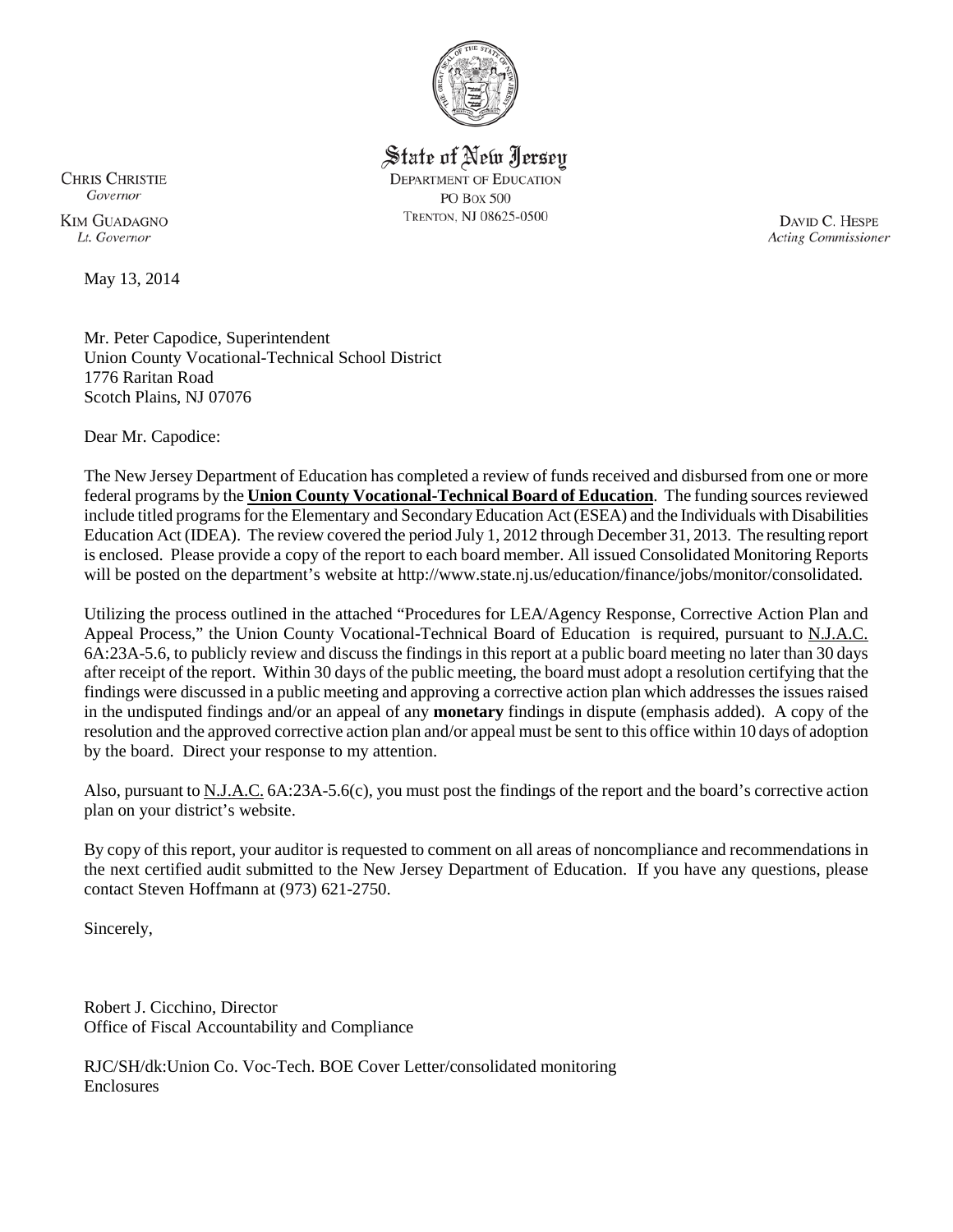State of New Jersey
DEPARTMENT OF EDUCATION
PO BOX 500
TRENTON, NJ 08625-0500

CHRIS CHRISTIE
*Governor*

KIM GUADAGNO
*Lt. Governor*

DAVID C. HESPE
*Acting Commissioner*

May 13, 2014

Mr. Peter Capodice, Superintendent
Union County Vocational-Technical School District
1776 Raritan Road
Scotch Plains, NJ 07076

Dear Mr. Capodice:

The New Jersey Department of Education has completed a review of funds received and disbursed from one or more federal programs by the **Union County Vocational-Technical Board of Education**. The funding sources reviewed include titled programs for the Elementary and Secondary Education Act (ESEA) and the Individuals with Disabilities Education Act (IDEA). The review covered the period July 1, 2012 through December 31, 2013. The resulting report is enclosed. Please provide a copy of the report to each board member. All issued Consolidated Monitoring Reports will be posted on the department's website at http://www.state.nj.us/education/finance/jobs/monitor/consolidated.

Utilizing the process outlined in the attached "Procedures for LEA/Agency Response, Corrective Action Plan and Appeal Process," the Union County Vocational-Technical Board of Education is required, pursuant to N.J.A.C. 6A:23A-5.6, to publicly review and discuss the findings in this report at a public board meeting no later than 30 days after receipt of the report. Within 30 days of the public meeting, the board must adopt a resolution certifying that the findings were discussed in a public meeting and approving a corrective action plan which addresses the issues raised in the undisputed findings and/or an appeal of any **monetary** findings in dispute (emphasis added). A copy of the resolution and the approved corrective action plan and/or appeal must be sent to this office within 10 days of adoption by the board. Direct your response to my attention.

Also, pursuant to N.J.A.C. 6A:23A-5.6(c), you must post the findings of the report and the board's corrective action plan on your district's website.

By copy of this report, your auditor is requested to comment on all areas of noncompliance and recommendations in the next certified audit submitted to the New Jersey Department of Education. If you have any questions, please contact Steven Hoffmann at (973) 621-2750.

Sincerely,

Robert J. Cicchino, Director
Office of Fiscal Accountability and Compliance

RJC/SH/dk:Union Co. Voc-Tech. BOE Cover Letter/consolidated monitoring
Enclosures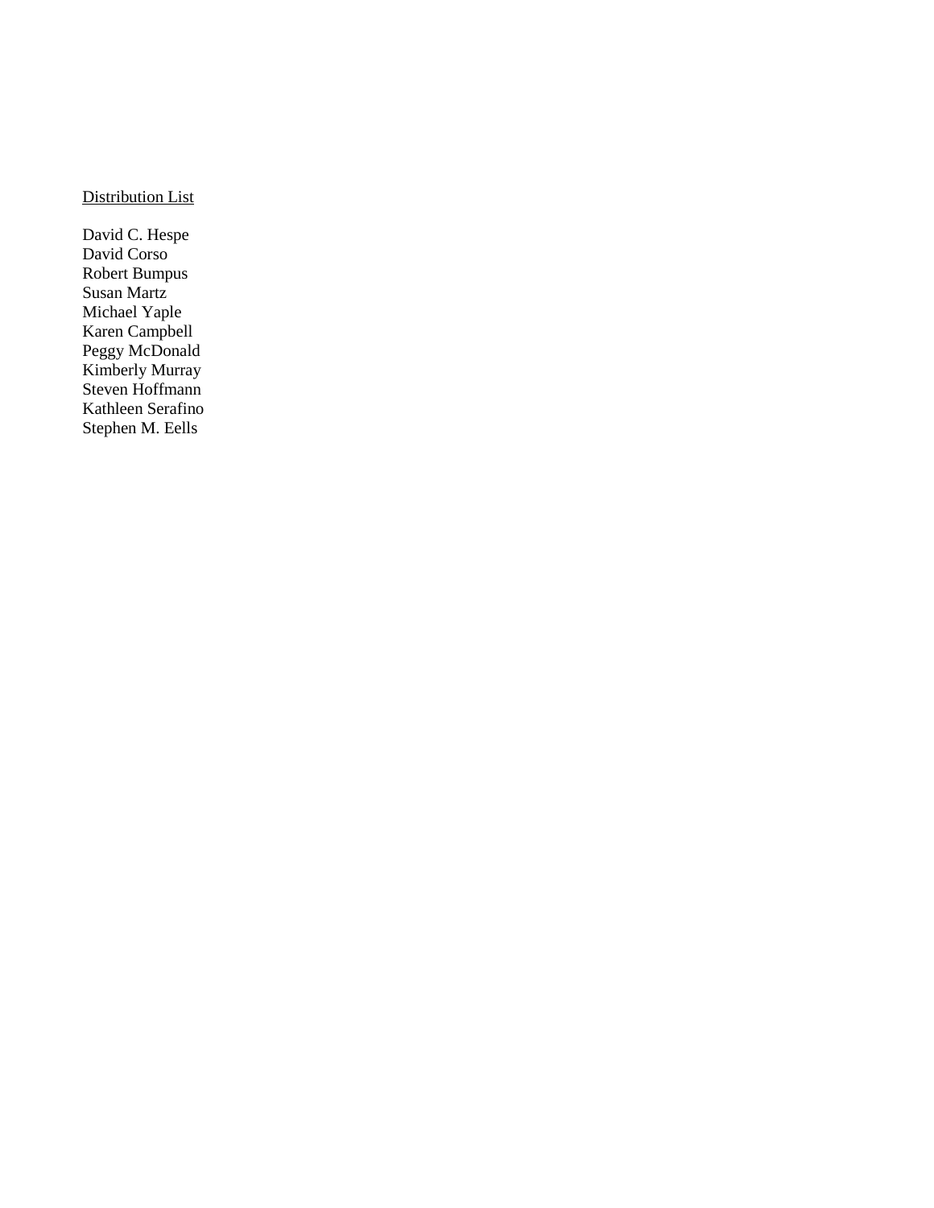Distribution List

David C. Hespe
David Corso
Robert Bumpus
Susan Martz
Michael Yaple
Karen Campbell
Peggy McDonald
Kimberly Murray
Steven Hoffmann
Kathleen Serafino
Stephen M. Eells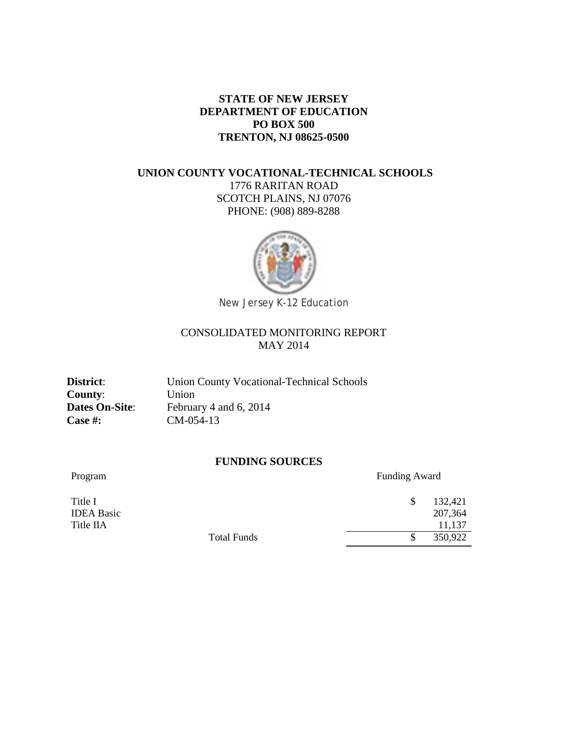**STATE OF NEW JERSEY**
**DEPARTMENT OF EDUCATION**
**PO BOX 500**
**TRENTON, NJ 08625-0500**

**UNION COUNTY VOCATIONAL-TECHNICAL SCHOOLS**
1776 RARITAN ROAD
SCOTCH PLAINS, NJ 07076
PHONE: (908) 889-8288

New Jersey K-12 Education

CONSOLIDATED MONITORING REPORT
MAY 2014

**District**: Union County Vocational-Technical Schools
**County**: Union
**Dates On-Site**: February 4 and 6, 2014
**Case #:** CM-054-13

## FUNDING SOURCES

| Program | Funding Award |
|---|---|
| Title I | $ 132,421 |
| IDEA Basic | 207,364 |
| Title IIA | 11,137 |
| Total Funds | $ 350,922 |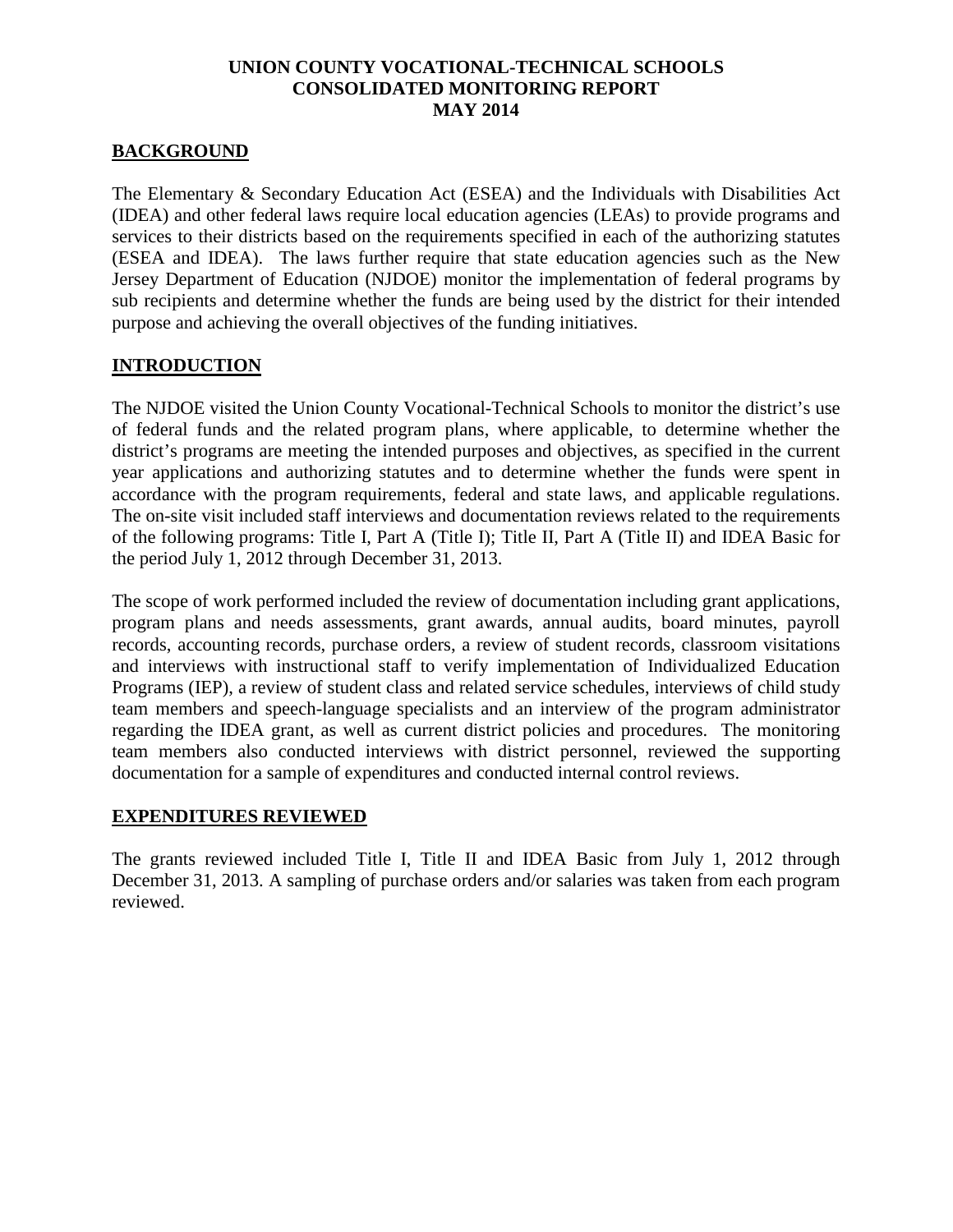**UNION COUNTY VOCATIONAL-TECHNICAL SCHOOLS**
**CONSOLIDATED MONITORING REPORT**
**MAY 2014**

## BACKGROUND

The Elementary & Secondary Education Act (ESEA) and the Individuals with Disabilities Act (IDEA) and other federal laws require local education agencies (LEAs) to provide programs and services to their districts based on the requirements specified in each of the authorizing statutes (ESEA and IDEA). The laws further require that state education agencies such as the New Jersey Department of Education (NJDOE) monitor the implementation of federal programs by sub recipients and determine whether the funds are being used by the district for their intended purpose and achieving the overall objectives of the funding initiatives.

## INTRODUCTION

The NJDOE visited the Union County Vocational-Technical Schools to monitor the district's use of federal funds and the related program plans, where applicable, to determine whether the district's programs are meeting the intended purposes and objectives, as specified in the current year applications and authorizing statutes and to determine whether the funds were spent in accordance with the program requirements, federal and state laws, and applicable regulations. The on-site visit included staff interviews and documentation reviews related to the requirements of the following programs: Title I, Part A (Title I); Title II, Part A (Title II) and IDEA Basic for the period July 1, 2012 through December 31, 2013.

The scope of work performed included the review of documentation including grant applications, program plans and needs assessments, grant awards, annual audits, board minutes, payroll records, accounting records, purchase orders, a review of student records, classroom visitations and interviews with instructional staff to verify implementation of Individualized Education Programs (IEP), a review of student class and related service schedules, interviews of child study team members and speech-language specialists and an interview of the program administrator regarding the IDEA grant, as well as current district policies and procedures. The monitoring team members also conducted interviews with district personnel, reviewed the supporting documentation for a sample of expenditures and conducted internal control reviews.

## EXPENDITURES REVIEWED

The grants reviewed included Title I, Title II and IDEA Basic from July 1, 2012 through December 31, 2013. A sampling of purchase orders and/or salaries was taken from each program reviewed.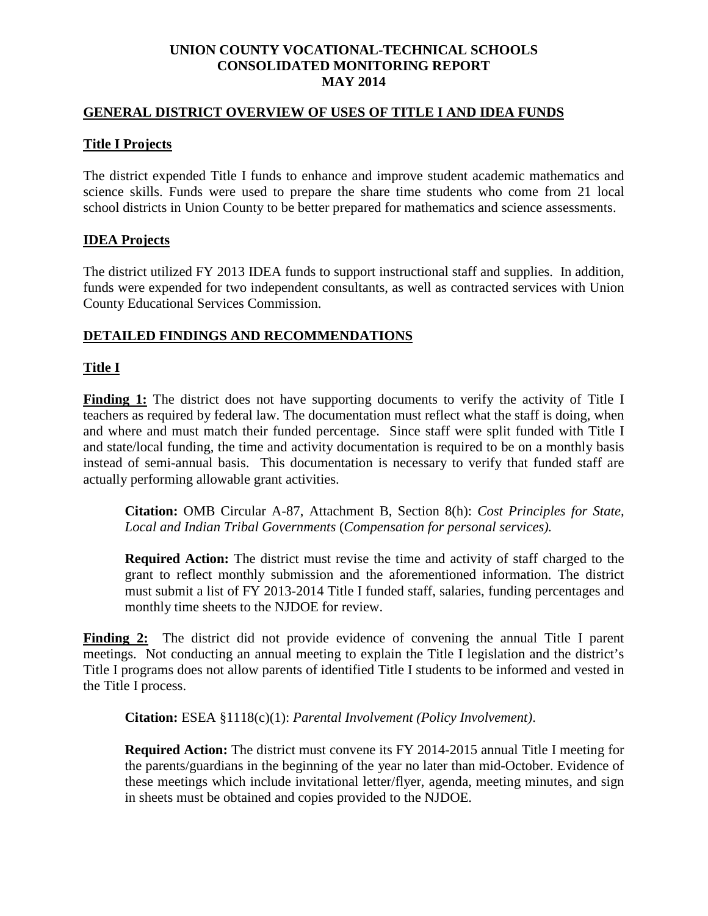# UNION COUNTY VOCATIONAL-TECHNICAL SCHOOLS
# CONSOLIDATED MONITORING REPORT
# MAY 2014

## GENERAL DISTRICT OVERVIEW OF USES OF TITLE I AND IDEA FUNDS

### Title I Projects

The district expended Title I funds to enhance and improve student academic mathematics and science skills. Funds were used to prepare the share time students who come from 21 local school districts in Union County to be better prepared for mathematics and science assessments.

### IDEA Projects

The district utilized FY 2013 IDEA funds to support instructional staff and supplies. In addition, funds were expended for two independent consultants, as well as contracted services with Union County Educational Services Commission.

## DETAILED FINDINGS AND RECOMMENDATIONS

### Title I

**Finding 1:** The district does not have supporting documents to verify the activity of Title I teachers as required by federal law. The documentation must reflect what the staff is doing, when and where and must match their funded percentage. Since staff were split funded with Title I and state/local funding, the time and activity documentation is required to be on a monthly basis instead of semi-annual basis. This documentation is necessary to verify that funded staff are actually performing allowable grant activities.

> **Citation:** OMB Circular A-87, Attachment B, Section 8(h): *Cost Principles for State, Local and Indian Tribal Governments* (*Compensation for personal services).*
>
> **Required Action:** The district must revise the time and activity of staff charged to the grant to reflect monthly submission and the aforementioned information. The district must submit a list of FY 2013-2014 Title I funded staff, salaries, funding percentages and monthly time sheets to the NJDOE for review.

**Finding 2:** The district did not provide evidence of convening the annual Title I parent meetings. Not conducting an annual meeting to explain the Title I legislation and the district's Title I programs does not allow parents of identified Title I students to be informed and vested in the Title I process.

> **Citation:** ESEA §1118(c)(1): *Parental Involvement (Policy Involvement)*.
>
> **Required Action:** The district must convene its FY 2014-2015 annual Title I meeting for the parents/guardians in the beginning of the year no later than mid-October. Evidence of these meetings which include invitational letter/flyer, agenda, meeting minutes, and sign in sheets must be obtained and copies provided to the NJDOE.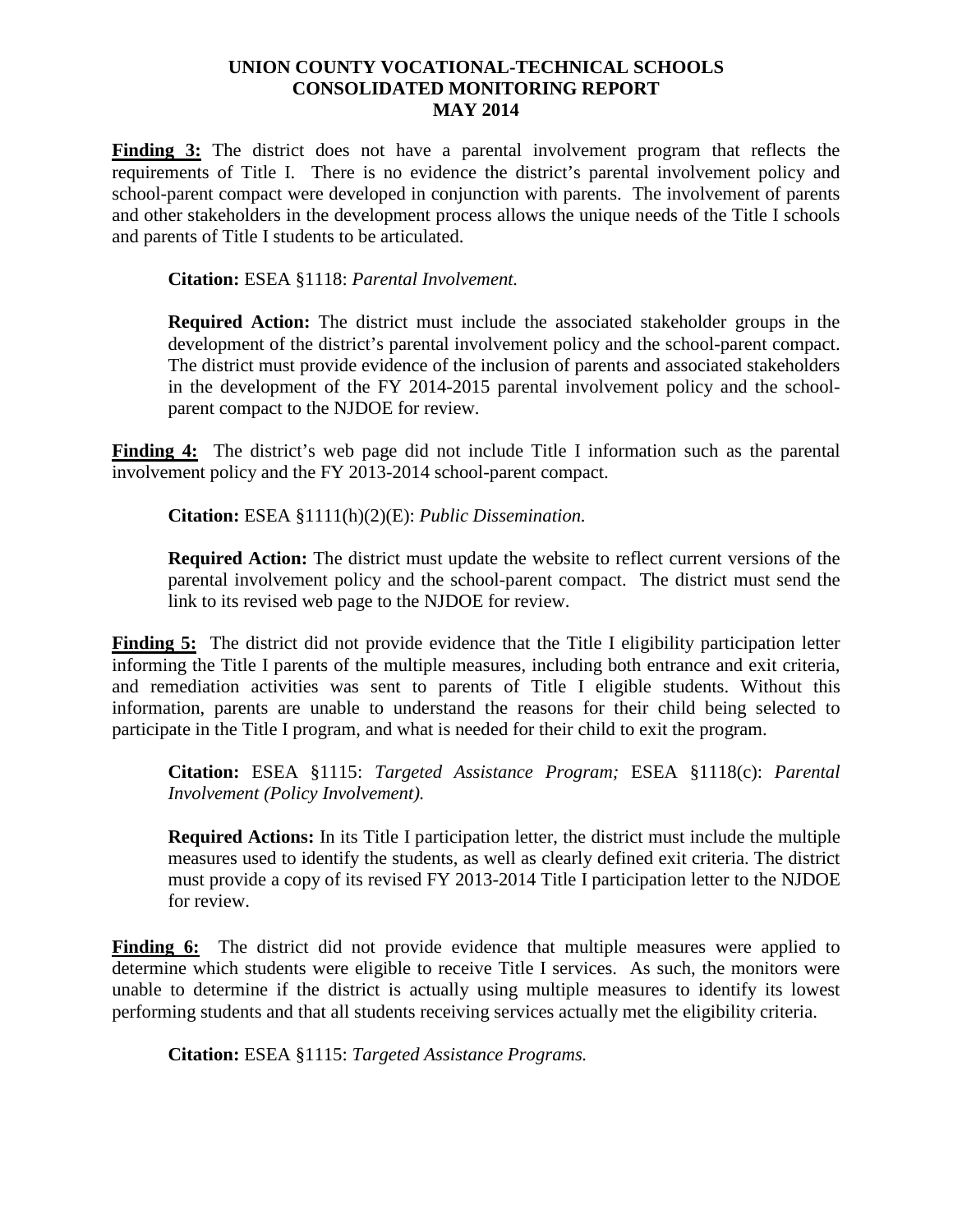**Finding 3:** The district does not have a parental involvement program that reflects the requirements of Title I. There is no evidence the district's parental involvement policy and school-parent compact were developed in conjunction with parents. The involvement of parents and other stakeholders in the development process allows the unique needs of the Title I schools and parents of Title I students to be articulated.

> **Citation:** ESEA §1118: *Parental Involvement.*
>
> **Required Action:** The district must include the associated stakeholder groups in the development of the district's parental involvement policy and the school-parent compact. The district must provide evidence of the inclusion of parents and associated stakeholders in the development of the FY 2014-2015 parental involvement policy and the school-parent compact to the NJDOE for review.

**Finding 4:** The district's web page did not include Title I information such as the parental involvement policy and the FY 2013-2014 school-parent compact.

> **Citation:** ESEA §1111(h)(2)(E): *Public Dissemination.*
>
> **Required Action:** The district must update the website to reflect current versions of the parental involvement policy and the school-parent compact. The district must send the link to its revised web page to the NJDOE for review.

**Finding 5:** The district did not provide evidence that the Title I eligibility participation letter informing the Title I parents of the multiple measures, including both entrance and exit criteria, and remediation activities was sent to parents of Title I eligible students. Without this information, parents are unable to understand the reasons for their child being selected to participate in the Title I program, and what is needed for their child to exit the program.

> **Citation:** ESEA §1115: *Targeted Assistance Program;* ESEA §1118(c): *Parental Involvement (Policy Involvement).*
>
> **Required Actions:** In its Title I participation letter, the district must include the multiple measures used to identify the students, as well as clearly defined exit criteria. The district must provide a copy of its revised FY 2013-2014 Title I participation letter to the NJDOE for review.

**Finding 6:** The district did not provide evidence that multiple measures were applied to determine which students were eligible to receive Title I services. As such, the monitors were unable to determine if the district is actually using multiple measures to identify its lowest performing students and that all students receiving services actually met the eligibility criteria.

> **Citation:** ESEA §1115: *Targeted Assistance Programs.*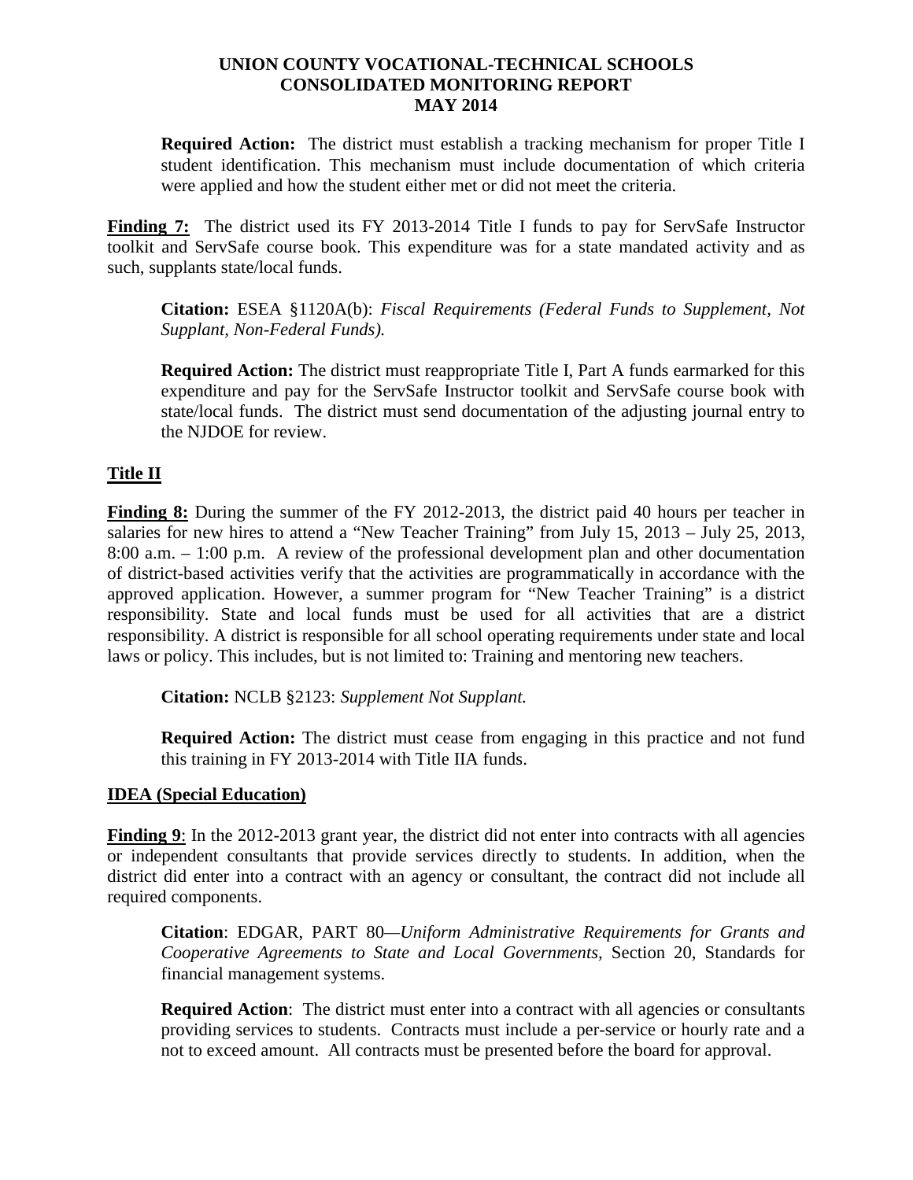**Required Action:** The district must establish a tracking mechanism for proper Title I student identification. This mechanism must include documentation of which criteria were applied and how the student either met or did not meet the criteria.

**Finding 7:** The district used its FY 2013-2014 Title I funds to pay for ServSafe Instructor toolkit and ServSafe course book. This expenditure was for a state mandated activity and as such, supplants state/local funds.

**Citation:** ESEA §1120A(b): *Fiscal Requirements (Federal Funds to Supplement, Not Supplant, Non-Federal Funds).*

**Required Action:** The district must reappropriate Title I, Part A funds earmarked for this expenditure and pay for the ServSafe Instructor toolkit and ServSafe course book with state/local funds. The district must send documentation of the adjusting journal entry to the NJDOE for review.

## Title II

**Finding 8:** During the summer of the FY 2012-2013, the district paid 40 hours per teacher in salaries for new hires to attend a "New Teacher Training" from July 15, 2013 – July 25, 2013, 8:00 a.m. – 1:00 p.m. A review of the professional development plan and other documentation of district-based activities verify that the activities are programmatically in accordance with the approved application. However, a summer program for "New Teacher Training" is a district responsibility. State and local funds must be used for all activities that are a district responsibility. A district is responsible for all school operating requirements under state and local laws or policy. This includes, but is not limited to: Training and mentoring new teachers.

**Citation:** NCLB §2123: *Supplement Not Supplant.*

**Required Action:** The district must cease from engaging in this practice and not fund this training in FY 2013-2014 with Title IIA funds.

## IDEA (Special Education)

**Finding 9**: In the 2012-2013 grant year, the district did not enter into contracts with all agencies or independent consultants that provide services directly to students. In addition, when the district did enter into a contract with an agency or consultant, the contract did not include all required components.

**Citation**: EDGAR, PART 80—*Uniform Administrative Requirements for Grants and Cooperative Agreements to State and Local Governments,* Section 20, Standards for financial management systems.

**Required Action**: The district must enter into a contract with all agencies or consultants providing services to students. Contracts must include a per-service or hourly rate and a not to exceed amount. All contracts must be presented before the board for approval.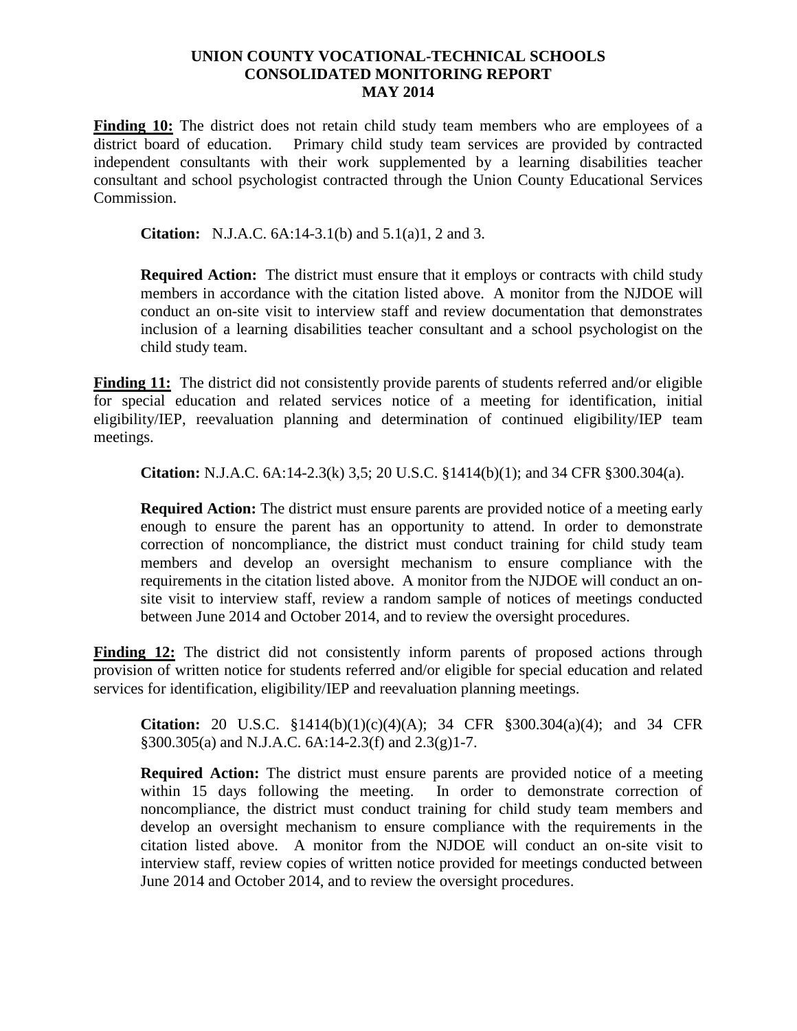**Finding 10:** The district does not retain child study team members who are employees of a district board of education. Primary child study team services are provided by contracted independent consultants with their work supplemented by a learning disabilities teacher consultant and school psychologist contracted through the Union County Educational Services Commission.

> **Citation:** N.J.A.C. 6A:14-3.1(b) and 5.1(a)1, 2 and 3.
>
> **Required Action:** The district must ensure that it employs or contracts with child study members in accordance with the citation listed above. A monitor from the NJDOE will conduct an on-site visit to interview staff and review documentation that demonstrates inclusion of a learning disabilities teacher consultant and a school psychologist on the child study team.

**Finding 11:** The district did not consistently provide parents of students referred and/or eligible for special education and related services notice of a meeting for identification, initial eligibility/IEP, reevaluation planning and determination of continued eligibility/IEP team meetings.

> **Citation:** N.J.A.C. 6A:14-2.3(k) 3,5; 20 U.S.C. §1414(b)(1); and 34 CFR §300.304(a).
>
> **Required Action:** The district must ensure parents are provided notice of a meeting early enough to ensure the parent has an opportunity to attend. In order to demonstrate correction of noncompliance, the district must conduct training for child study team members and develop an oversight mechanism to ensure compliance with the requirements in the citation listed above. A monitor from the NJDOE will conduct an on-site visit to interview staff, review a random sample of notices of meetings conducted between June 2014 and October 2014, and to review the oversight procedures.

**Finding 12:** The district did not consistently inform parents of proposed actions through provision of written notice for students referred and/or eligible for special education and related services for identification, eligibility/IEP and reevaluation planning meetings.

> **Citation:** 20 U.S.C. §1414(b)(1)(c)(4)(A); 34 CFR §300.304(a)(4); and 34 CFR §300.305(a) and N.J.A.C. 6A:14-2.3(f) and 2.3(g)1-7.
>
> **Required Action:** The district must ensure parents are provided notice of a meeting within 15 days following the meeting. In order to demonstrate correction of noncompliance, the district must conduct training for child study team members and develop an oversight mechanism to ensure compliance with the requirements in the citation listed above. A monitor from the NJDOE will conduct an on-site visit to interview staff, review copies of written notice provided for meetings conducted between June 2014 and October 2014, and to review the oversight procedures.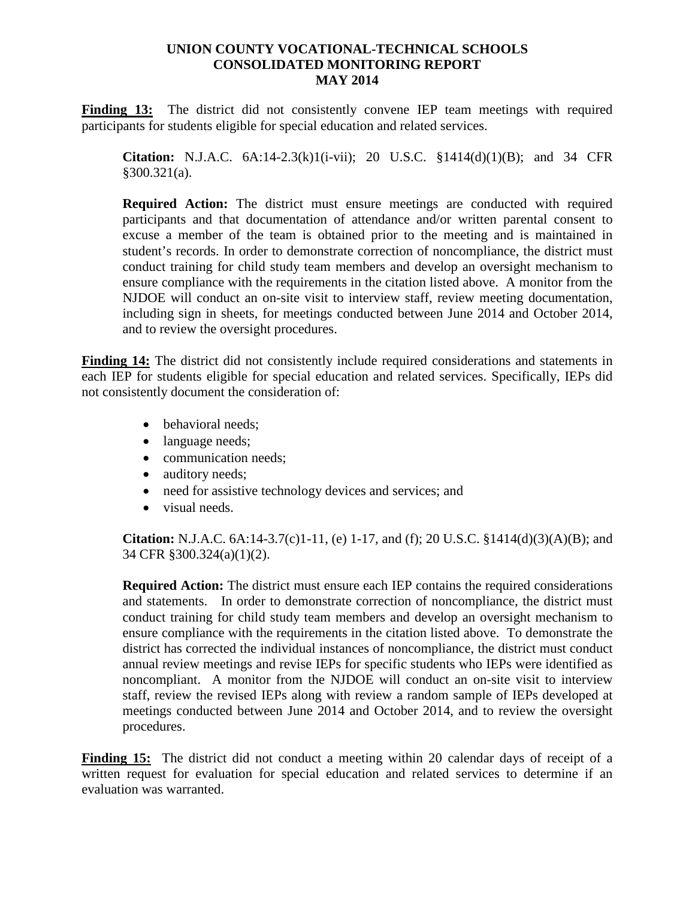**UNION COUNTY VOCATIONAL-TECHNICAL SCHOOLS**
**CONSOLIDATED MONITORING REPORT**
**MAY 2014**

**Finding 13:** The district did not consistently convene IEP team meetings with required participants for students eligible for special education and related services.

> **Citation:** N.J.A.C. 6A:14-2.3(k)1(i-vii); 20 U.S.C. §1414(d)(1)(B); and 34 CFR §300.321(a).
>
> **Required Action:** The district must ensure meetings are conducted with required participants and that documentation of attendance and/or written parental consent to excuse a member of the team is obtained prior to the meeting and is maintained in student's records. In order to demonstrate correction of noncompliance, the district must conduct training for child study team members and develop an oversight mechanism to ensure compliance with the requirements in the citation listed above. A monitor from the NJDOE will conduct an on-site visit to interview staff, review meeting documentation, including sign in sheets, for meetings conducted between June 2014 and October 2014, and to review the oversight procedures.

**Finding 14:** The district did not consistently include required considerations and statements in each IEP for students eligible for special education and related services. Specifically, IEPs did not consistently document the consideration of:

- behavioral needs;
- language needs;
- communication needs;
- auditory needs;
- need for assistive technology devices and services; and
- visual needs.

> **Citation:** N.J.A.C. 6A:14-3.7(c)1-11, (e) 1-17, and (f); 20 U.S.C. §1414(d)(3)(A)(B); and 34 CFR §300.324(a)(1)(2).
>
> **Required Action:** The district must ensure each IEP contains the required considerations and statements. In order to demonstrate correction of noncompliance, the district must conduct training for child study team members and develop an oversight mechanism to ensure compliance with the requirements in the citation listed above. To demonstrate the district has corrected the individual instances of noncompliance, the district must conduct annual review meetings and revise IEPs for specific students who IEPs were identified as noncompliant. A monitor from the NJDOE will conduct an on-site visit to interview staff, review the revised IEPs along with review a random sample of IEPs developed at meetings conducted between June 2014 and October 2014, and to review the oversight procedures.

**Finding 15:** The district did not conduct a meeting within 20 calendar days of receipt of a written request for evaluation for special education and related services to determine if an evaluation was warranted.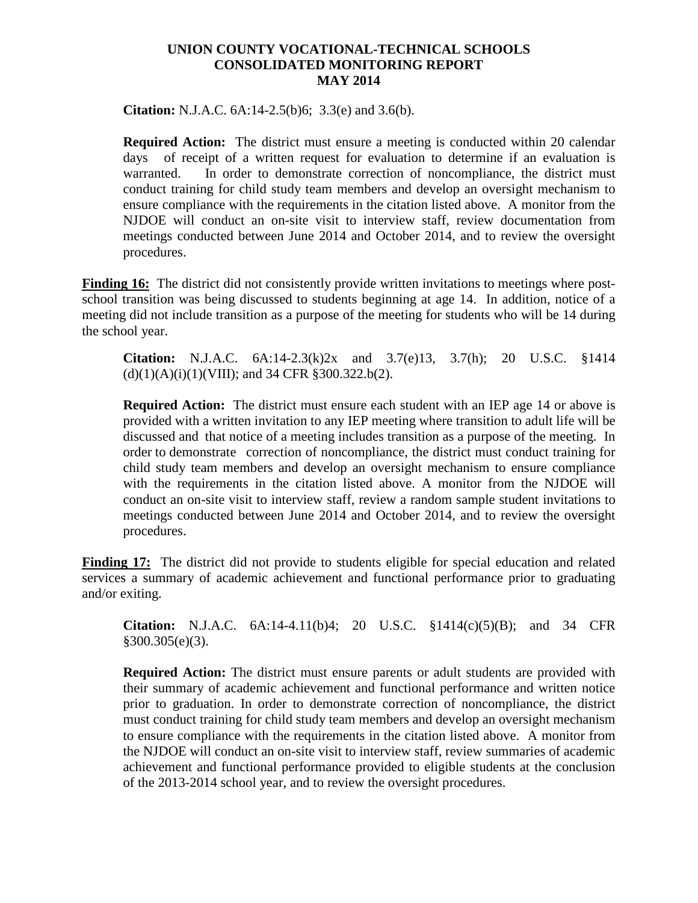**Citation:** N.J.A.C. 6A:14-2.5(b)6; 3.3(e) and 3.6(b).

**Required Action:** The district must ensure a meeting is conducted within 20 calendar days of receipt of a written request for evaluation to determine if an evaluation is warranted. In order to demonstrate correction of noncompliance, the district must conduct training for child study team members and develop an oversight mechanism to ensure compliance with the requirements in the citation listed above. A monitor from the NJDOE will conduct an on-site visit to interview staff, review documentation from meetings conducted between June 2014 and October 2014, and to review the oversight procedures.

**Finding 16:** The district did not consistently provide written invitations to meetings where post-school transition was being discussed to students beginning at age 14. In addition, notice of a meeting did not include transition as a purpose of the meeting for students who will be 14 during the school year.

**Citation:** N.J.A.C. 6A:14-2.3(k)2x and 3.7(e)13, 3.7(h); 20 U.S.C. §1414 (d)(1)(A)(i)(1)(VIII); and 34 CFR §300.322.b(2).

**Required Action:** The district must ensure each student with an IEP age 14 or above is provided with a written invitation to any IEP meeting where transition to adult life will be discussed and that notice of a meeting includes transition as a purpose of the meeting. In order to demonstrate correction of noncompliance, the district must conduct training for child study team members and develop an oversight mechanism to ensure compliance with the requirements in the citation listed above. A monitor from the NJDOE will conduct an on-site visit to interview staff, review a random sample student invitations to meetings conducted between June 2014 and October 2014, and to review the oversight procedures.

**Finding 17:** The district did not provide to students eligible for special education and related services a summary of academic achievement and functional performance prior to graduating and/or exiting.

**Citation:** N.J.A.C. 6A:14-4.11(b)4; 20 U.S.C. §1414(c)(5)(B); and 34 CFR §300.305(e)(3).

**Required Action:** The district must ensure parents or adult students are provided with their summary of academic achievement and functional performance and written notice prior to graduation. In order to demonstrate correction of noncompliance, the district must conduct training for child study team members and develop an oversight mechanism to ensure compliance with the requirements in the citation listed above. A monitor from the NJDOE will conduct an on-site visit to interview staff, review summaries of academic achievement and functional performance provided to eligible students at the conclusion of the 2013-2014 school year, and to review the oversight procedures.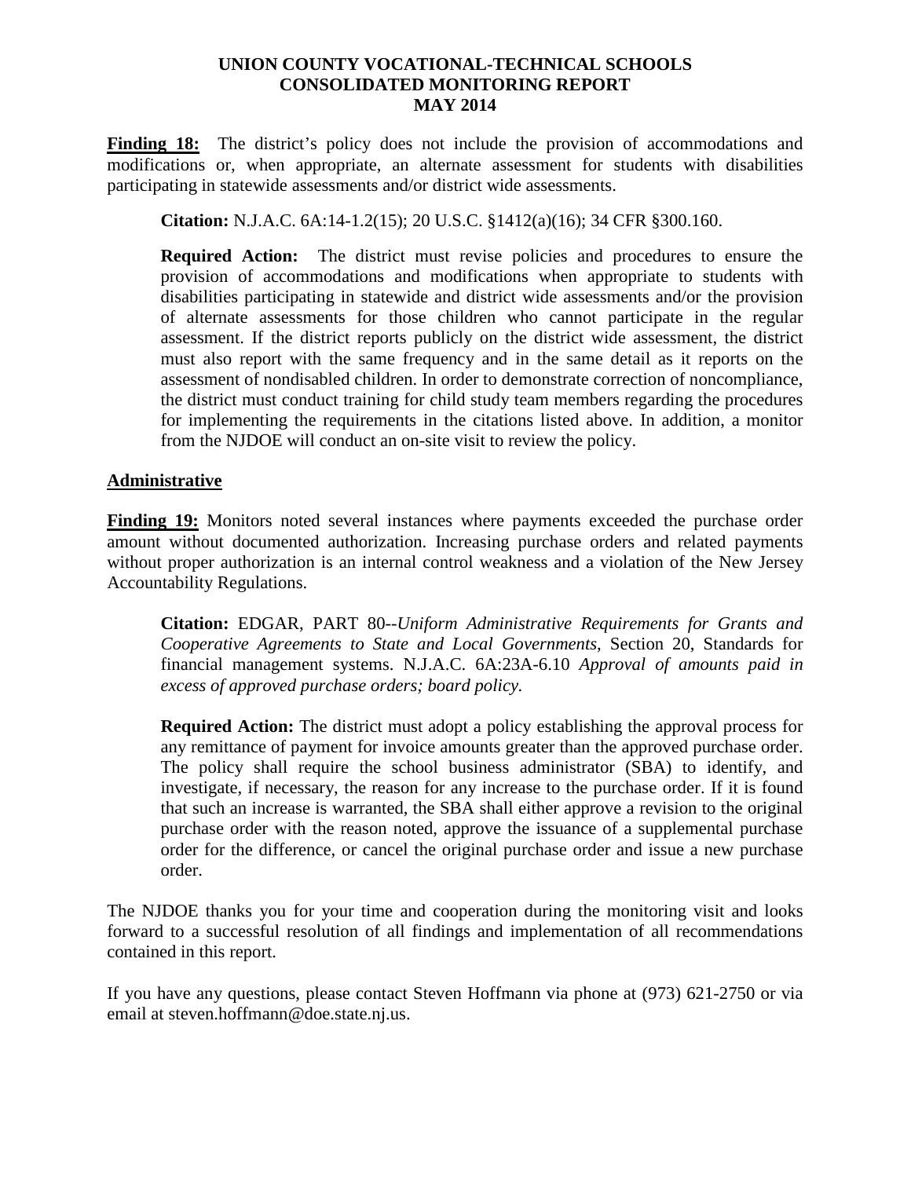**Finding 18:** The district's policy does not include the provision of accommodations and modifications or, when appropriate, an alternate assessment for students with disabilities participating in statewide assessments and/or district wide assessments.

> **Citation:** N.J.A.C. 6A:14-1.2(15); 20 U.S.C. §1412(a)(16); 34 CFR §300.160.
>
> **Required Action:** The district must revise policies and procedures to ensure the provision of accommodations and modifications when appropriate to students with disabilities participating in statewide and district wide assessments and/or the provision of alternate assessments for those children who cannot participate in the regular assessment. If the district reports publicly on the district wide assessment, the district must also report with the same frequency and in the same detail as it reports on the assessment of nondisabled children. In order to demonstrate correction of noncompliance, the district must conduct training for child study team members regarding the procedures for implementing the requirements in the citations listed above. In addition, a monitor from the NJDOE will conduct an on-site visit to review the policy.

## Administrative

**Finding 19:** Monitors noted several instances where payments exceeded the purchase order amount without documented authorization. Increasing purchase orders and related payments without proper authorization is an internal control weakness and a violation of the New Jersey Accountability Regulations.

> **Citation:** EDGAR, PART 80--*Uniform Administrative Requirements for Grants and Cooperative Agreements to State and Local Governments*, Section 20, Standards for financial management systems. N.J.A.C. 6A:23A-6.10 *Approval of amounts paid in excess of approved purchase orders; board policy.*
>
> **Required Action:** The district must adopt a policy establishing the approval process for any remittance of payment for invoice amounts greater than the approved purchase order. The policy shall require the school business administrator (SBA) to identify, and investigate, if necessary, the reason for any increase to the purchase order. If it is found that such an increase is warranted, the SBA shall either approve a revision to the original purchase order with the reason noted, approve the issuance of a supplemental purchase order for the difference, or cancel the original purchase order and issue a new purchase order.

The NJDOE thanks you for your time and cooperation during the monitoring visit and looks forward to a successful resolution of all findings and implementation of all recommendations contained in this report.

If you have any questions, please contact Steven Hoffmann via phone at (973) 621-2750 or via email at steven.hoffmann@doe.state.nj.us.